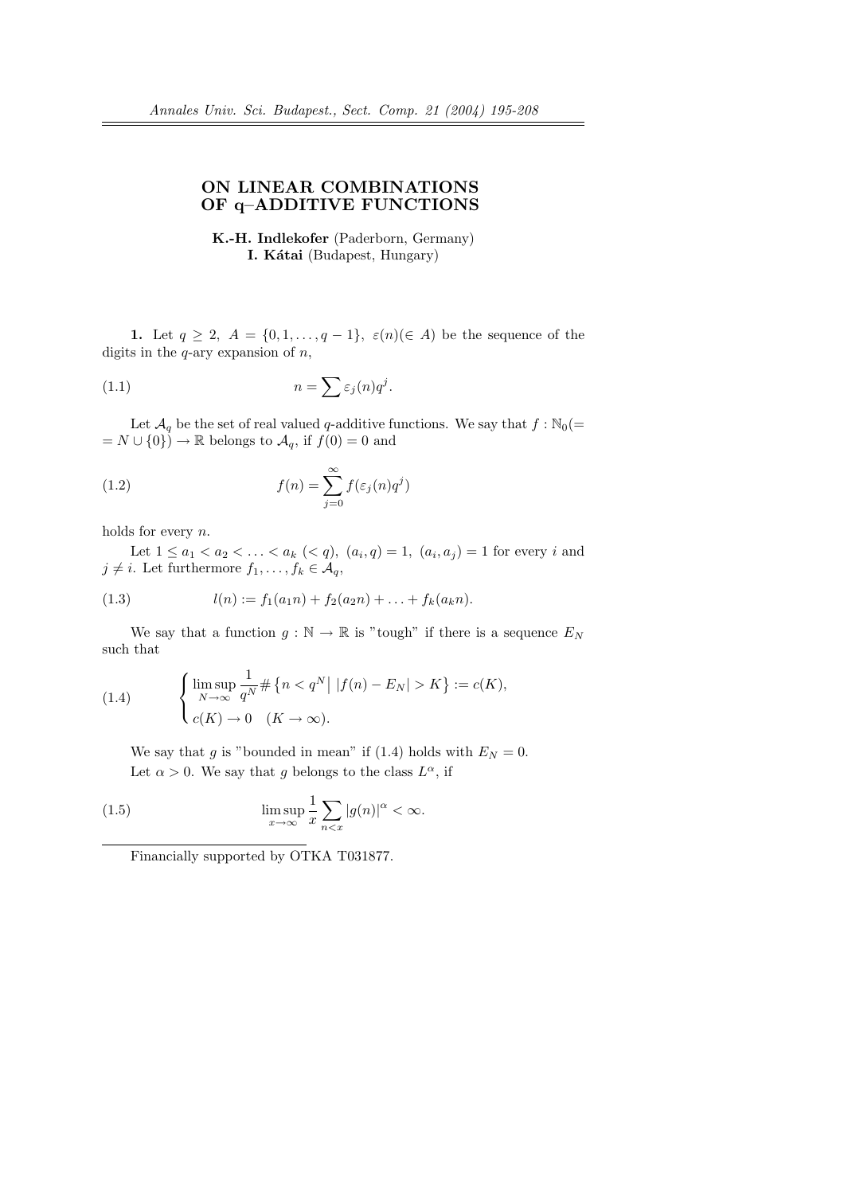# ON LINEAR COMBINATIONS OF q–ADDITIVE FUNCTIONS

**K.-H. Indlekofer** (Paderborn, Germany)
**I. Kátai** (Budapest, Hungary)

**1.** Let $q \geq 2$, $A = \{0, 1, \ldots, q-1\}$, $\varepsilon(n)(\in A)$ be the sequence of the digits in the $q$-ary expansion of $n$,

$$n = \sum \varepsilon_j(n) q^j. \tag{1.1}$$

Let $\mathcal{A}_q$ be the set of real valued $q$-additive functions. We say that $f : \mathbb{N}_0 (= N \cup \{0\}) \to \mathbb{R}$ belongs to $\mathcal{A}_q$, if $f(0) = 0$ and

$$f(n) = \sum_{j=0}^{\infty} f(\varepsilon_j(n) q^j) \tag{1.2}$$

holds for every $n$.

Let $1 \leq a_1 < a_2 < \ldots < a_k \ (< q)$, $(a_i, q) = 1$, $(a_i, a_j) = 1$ for every $i$ and $j \neq i$. Let furthermore $f_1, \ldots, f_k \in \mathcal{A}_q$,

$$l(n) := f_1(a_1 n) + f_2(a_2 n) + \ldots + f_k(a_k n). \tag{1.3}$$

We say that a function $g : \mathbb{N} \to \mathbb{R}$ is "tough" if there is a sequence $E_N$ such that

$$\begin{cases} \limsup\limits_{N \to \infty} \dfrac{1}{q^N} \# \left\{ n < q^N \middle| \ |f(n) - E_N| > K \right\} := c(K), \\ c(K) \to 0 \quad (K \to \infty). \end{cases} \tag{1.4}$$

We say that $g$ is "bounded in mean" if (1.4) holds with $E_N = 0$.

Let $\alpha > 0$. We say that $g$ belongs to the class $L^\alpha$, if

$$\limsup_{x \to \infty} \frac{1}{x} \sum_{n < x} |g(n)|^\alpha < \infty. \tag{1.5}$$

---

Financially supported by OTKA T031877.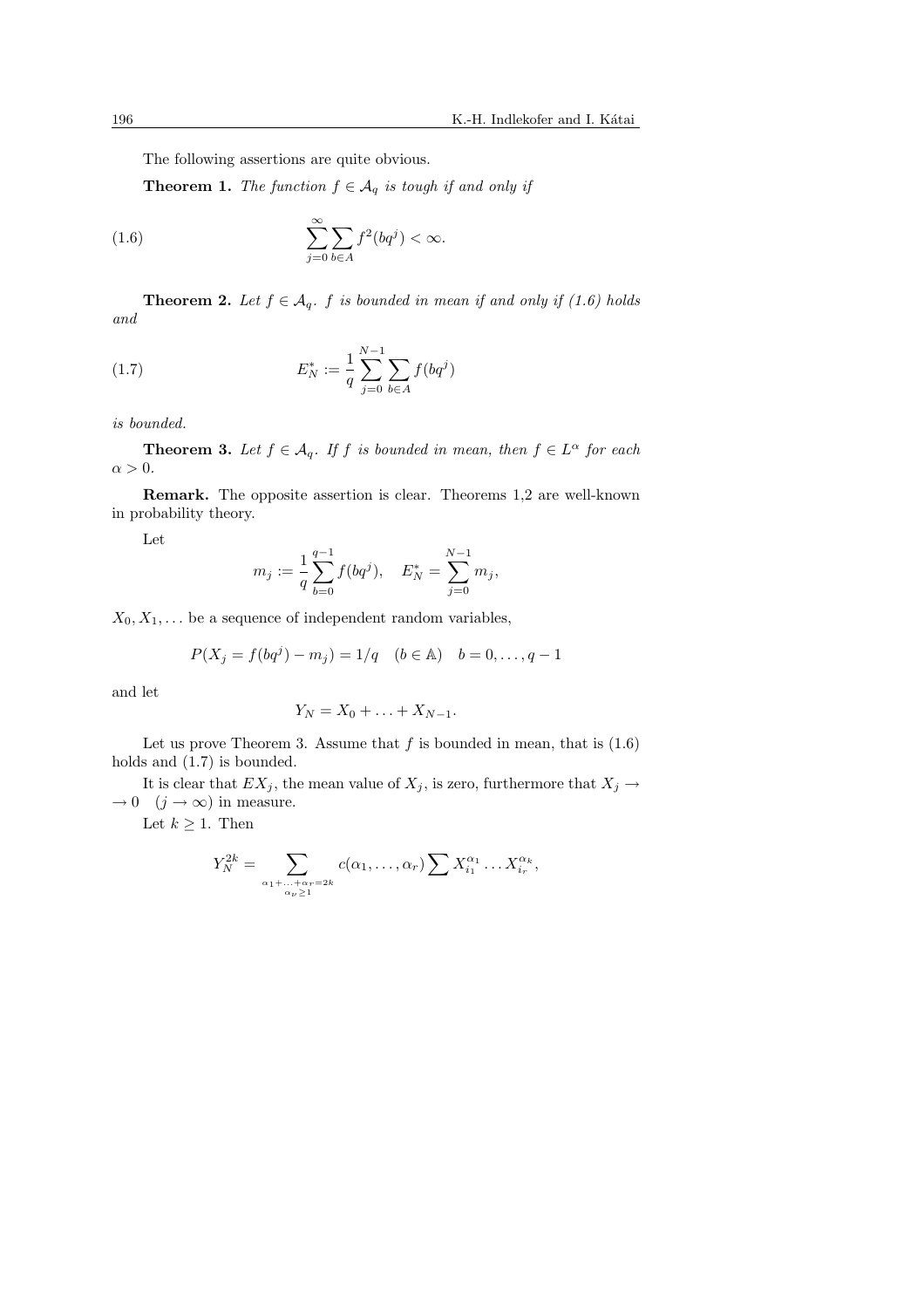The following assertions are quite obvious.

**Theorem 1.** *The function $f \in \mathcal{A}_q$ is tough if and only if*

$$\sum_{j=0}^{\infty} \sum_{b \in A} f^2(bq^j) < \infty. \tag{1.6}$$

**Theorem 2.** *Let $f \in \mathcal{A}_q$. $f$ is bounded in mean if and only if (1.6) holds and*

$$E_N^* := \frac{1}{q} \sum_{j=0}^{N-1} \sum_{b \in A} f(bq^j) \tag{1.7}$$

*is bounded.*

**Theorem 3.** *Let $f \in \mathcal{A}_q$. If $f$ is bounded in mean, then $f \in L^\alpha$ for each $\alpha > 0$.*

**Remark.** The opposite assertion is clear. Theorems 1,2 are well-known in probability theory.

Let

$$m_j := \frac{1}{q} \sum_{b=0}^{q-1} f(bq^j), \quad E_N^* = \sum_{j=0}^{N-1} m_j,$$

$X_0, X_1, \dots$ be a sequence of independent random variables,

$$P(X_j = f(bq^j) - m_j) = 1/q \quad (b \in \mathbb{A}) \quad b = 0, \dots, q-1$$

and let

$$Y_N = X_0 + \dots + X_{N-1}.$$

Let us prove Theorem 3. Assume that $f$ is bounded in mean, that is (1.6) holds and (1.7) is bounded.

It is clear that $EX_j$, the mean value of $X_j$, is zero, furthermore that $X_j \to 0 \quad (j \to \infty)$ in measure.

Let $k \geq 1$. Then

$$Y_N^{2k} = \sum_{\substack{\alpha_1 + \dots + \alpha_r = 2k \\ \alpha_\nu \geq 1}} c(\alpha_1, \dots, \alpha_r) \sum X_{i_1}^{\alpha_1} \dots X_{i_r}^{\alpha_k},$$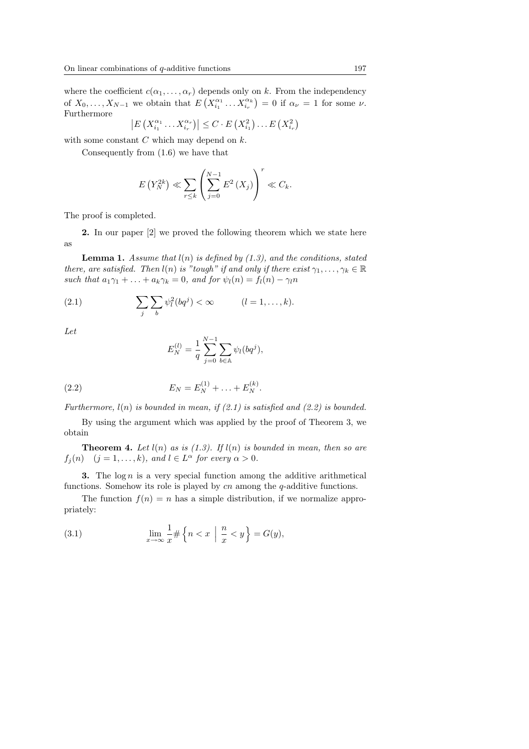where the coefficient $c(\alpha_1, \dots, \alpha_r)$ depends only on $k$. From the independency of $X_0, \dots, X_{N-1}$ we obtain that $E\left(X_{i_1}^{\alpha_1} \dots X_{i_r}^{\alpha_k}\right) = 0$ if $\alpha_\nu = 1$ for some $\nu$. Furthermore

$$\left|E\left(X_{i_1}^{\alpha_1} \dots X_{i_r}^{\alpha_r}\right)\right| \le C \cdot E\left(X_{i_1}^2\right) \dots E\left(X_{i_r}^2\right)$$

with some constant $C$ which may depend on $k$.

Consequently from (1.6) we have that

$$E\left(Y_N^{2k}\right) \ll \sum_{r \le k} \left( \sum_{j=0}^{N-1} E^2\left(X_j\right) \right)^r \ll C_k.$$

The proof is completed.

**2.** In our paper [2] we proved the following theorem which we state here as

**Lemma 1.** *Assume that $l(n)$ is defined by (1.3), and the conditions, stated there, are satisfied. Then $l(n)$ is "tough" if and only if there exist $\gamma_1, \dots, \gamma_k \in \mathbb{R}$ such that $a_1\gamma_1 + \dots + a_k\gamma_k = 0$, and for $\psi_l(n) = f_l(n) - \gamma_l n$*

$$\sum_j \sum_b \psi_l^2(bq^j) < \infty \qquad (l = 1, \dots, k). \tag{2.1}$$

*Let*

$$E_N^{(l)} = \frac{1}{q} \sum_{j=0}^{N-1} \sum_{b \in \mathbb{A}} \psi_l(bq^j),$$

$$E_N = E_N^{(1)} + \dots + E_N^{(k)}. \tag{2.2}$$

*Furthermore, $l(n)$ is bounded in mean, if (2.1) is satisfied and (2.2) is bounded.*

By using the argument which was applied by the proof of Theorem 3, we obtain

**Theorem 4.** *Let $l(n)$ as is (1.3). If $l(n)$ is bounded in mean, then so are $f_j(n)$ $(j = 1, \dots, k)$, and $l \in L^\alpha$ for every $\alpha > 0$.*

**3.** The $\log n$ is a very special function among the additive arithmetical functions. Somehow its role is played by $cn$ among the $q$-additive functions.

The function $f(n) = n$ has a simple distribution, if we normalize appropriately:

$$\lim_{x \to \infty} \frac{1}{x} \# \left\{ n < x \;\middle|\; \frac{n}{x} < y \right\} = G(y), \tag{3.1}$$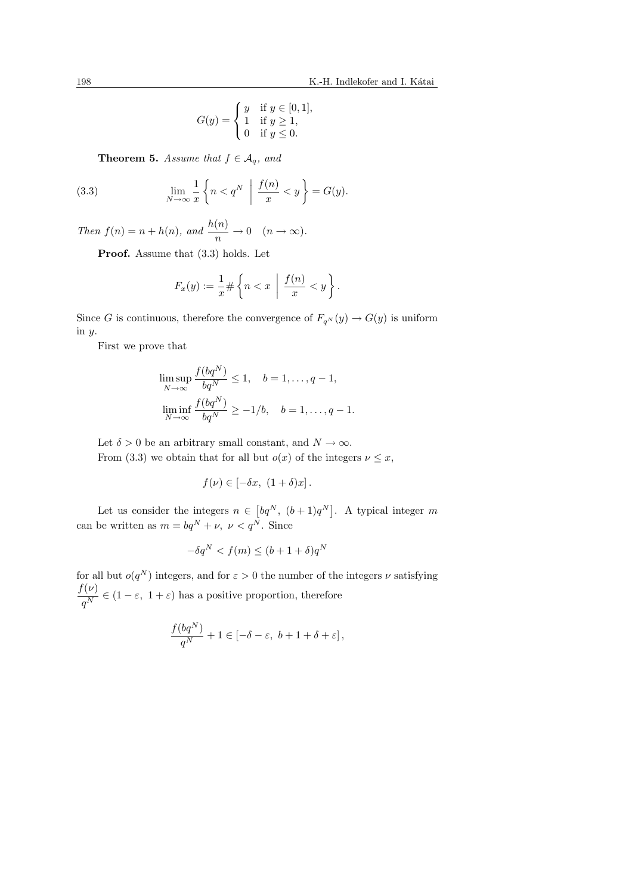$$G(y) = \begin{cases} y & \text{if } y \in [0,1], \\ 1 & \text{if } y \geq 1, \\ 0 & \text{if } y \leq 0. \end{cases}$$

**Theorem 5.** *Assume that $f \in \mathcal{A}_q$, and*

$$\lim_{N\to\infty} \frac{1}{x} \left\{ n < q^N \;\middle|\; \frac{f(n)}{x} < y \right\} = G(y). \tag{3.3}$$

*Then $f(n) = n + h(n)$, and $\dfrac{h(n)}{n} \to 0 \quad (n \to \infty)$.*

**Proof.** Assume that (3.3) holds. Let

$$F_x(y) := \frac{1}{x} \# \left\{ n < x \;\middle|\; \frac{f(n)}{x} < y \right\}.$$

Since $G$ is continuous, therefore the convergence of $F_{q^N}(y) \to G(y)$ is uniform in $y$.

First we prove that

$$\limsup_{N\to\infty} \frac{f(bq^N)}{bq^N} \leq 1, \quad b = 1, \ldots, q-1,$$

$$\liminf_{N\to\infty} \frac{f(bq^N)}{bq^N} \geq -1/b, \quad b = 1, \ldots, q-1.$$

Let $\delta > 0$ be an arbitrary small constant, and $N \to \infty$.

From (3.3) we obtain that for all but $o(x)$ of the integers $\nu \leq x$,

$$f(\nu) \in \left[-\delta x, \ (1+\delta)x\right].$$

Let us consider the integers $n \in \left[bq^N, \ (b+1)q^N\right]$. A typical integer $m$ can be written as $m = bq^N + \nu$, $\nu < q^N$. Since

$$-\delta q^N < f(m) \leq (b+1+\delta)q^N$$

for all but $o(q^N)$ integers, and for $\varepsilon > 0$ the number of the integers $\nu$ satisfying $\dfrac{f(\nu)}{q^N} \in (1-\varepsilon, \ 1+\varepsilon)$ has a positive proportion, therefore

$$\frac{f(bq^N)}{q^N} + 1 \in \left[-\delta - \varepsilon, \ b+1+\delta+\varepsilon\right],$$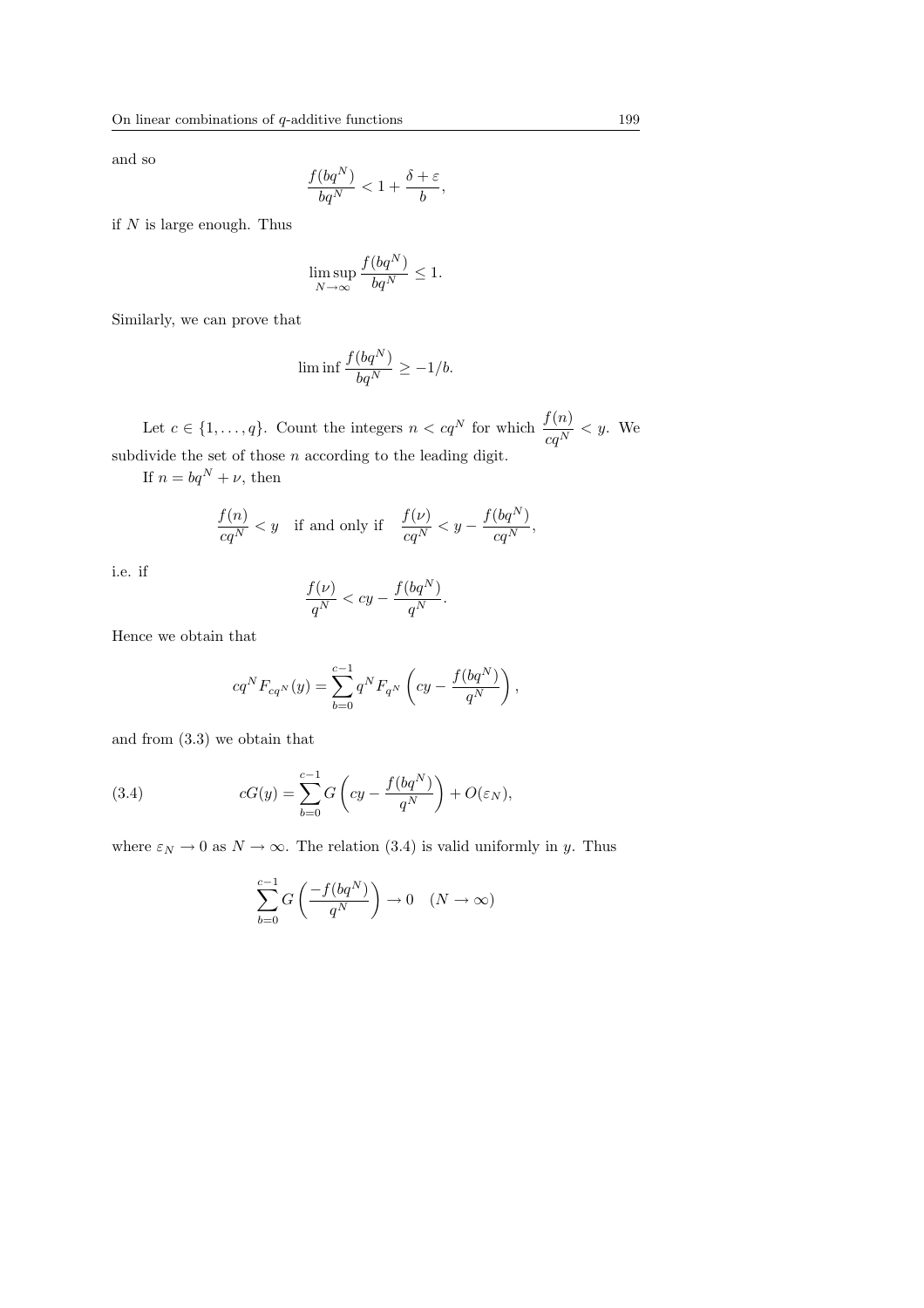and so

$$\frac{f(bq^N)}{bq^N} < 1 + \frac{\delta + \varepsilon}{b},$$

if $N$ is large enough. Thus

$$\limsup_{N\to\infty} \frac{f(bq^N)}{bq^N} \le 1.$$

Similarly, we can prove that

$$\liminf \frac{f(bq^N)}{bq^N} \ge -1/b.$$

Let $c \in \{1, \dots, q\}$. Count the integers $n < cq^N$ for which $\frac{f(n)}{cq^N} < y$. We subdivide the set of those $n$ according to the leading digit.

If $n = bq^N + \nu$, then

$$\frac{f(n)}{cq^N} < y \quad \text{if and only if} \quad \frac{f(\nu)}{cq^N} < y - \frac{f(bq^N)}{cq^N},$$

i.e. if

$$\frac{f(\nu)}{q^N} < cy - \frac{f(bq^N)}{q^N}.$$

Hence we obtain that

$$cq^N F_{cq^N}(y) = \sum_{b=0}^{c-1} q^N F_{q^N}\left(cy - \frac{f(bq^N)}{q^N}\right),$$

and from (3.3) we obtain that

$$cG(y) = \sum_{b=0}^{c-1} G\left(cy - \frac{f(bq^N)}{q^N}\right) + O(\varepsilon_N), \tag{3.4}$$

where $\varepsilon_N \to 0$ as $N \to \infty$. The relation (3.4) is valid uniformly in $y$. Thus

$$\sum_{b=0}^{c-1} G\left(\frac{-f(bq^N)}{q^N}\right) \to 0 \quad (N \to \infty)$$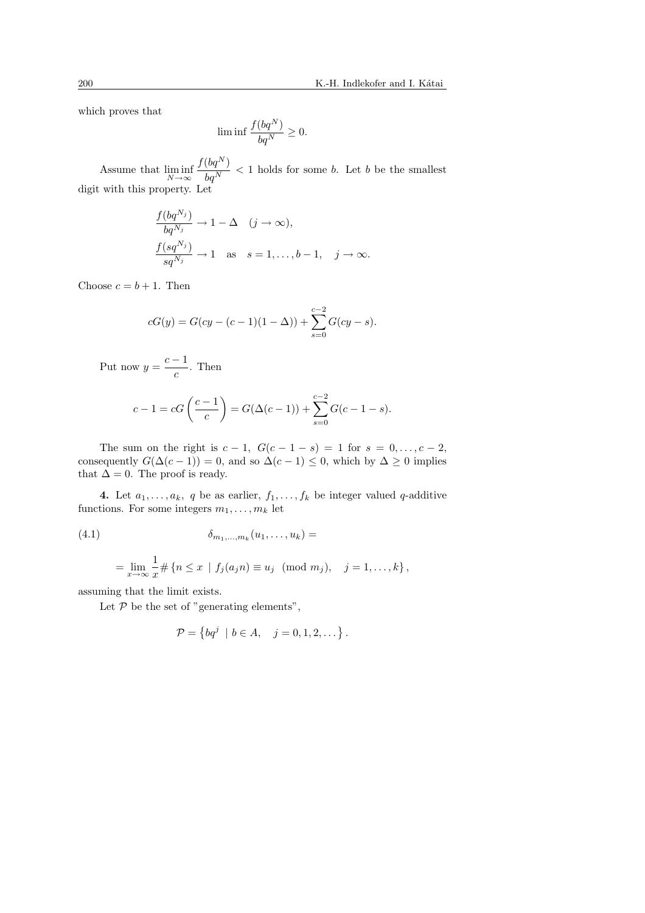which proves that

$$\liminf \frac{f(bq^N)}{bq^N} \geq 0.$$

Assume that $\liminf\limits_{N\to\infty} \dfrac{f(bq^N)}{bq^N} < 1$ holds for some $b$. Let $b$ be the smallest digit with this property. Let

$$\frac{f(bq^{N_j})}{bq^{N_j}} \to 1 - \Delta \quad (j \to \infty),$$
$$\frac{f(sq^{N_j})}{sq^{N_j}} \to 1 \quad \text{as} \quad s = 1, \dots, b-1, \quad j \to \infty.$$

Choose $c = b + 1$. Then

$$cG(y) = G(cy - (c-1)(1-\Delta)) + \sum_{s=0}^{c-2} G(cy - s).$$

Put now $y = \dfrac{c-1}{c}$. Then

$$c - 1 = cG\left(\frac{c-1}{c}\right) = G(\Delta(c-1)) + \sum_{s=0}^{c-2} G(c-1-s).$$

The sum on the right is $c-1$, $G(c-1-s) = 1$ for $s = 0, \dots, c-2$, consequently $G(\Delta(c-1)) = 0$, and so $\Delta(c-1) \leq 0$, which by $\Delta \geq 0$ implies that $\Delta = 0$. The proof is ready.

**4.** Let $a_1, \dots, a_k$, $q$ be as earlier, $f_1, \dots, f_k$ be integer valued $q$-additive functions. For some integers $m_1, \dots, m_k$ let

$$\delta_{m_1,\dots,m_k}(u_1, \dots, u_k) = \tag{4.1}$$

$$= \lim_{x\to\infty} \frac{1}{x} \# \{n \leq x \mid f_j(a_j n) \equiv u_j \pmod{m_j}, \quad j = 1, \dots, k\},$$

assuming that the limit exists.

Let $\mathcal{P}$ be the set of "generating elements",

$$\mathcal{P} = \left\{ bq^j \mid b \in A, \quad j = 0, 1, 2, \dots \right\}.$$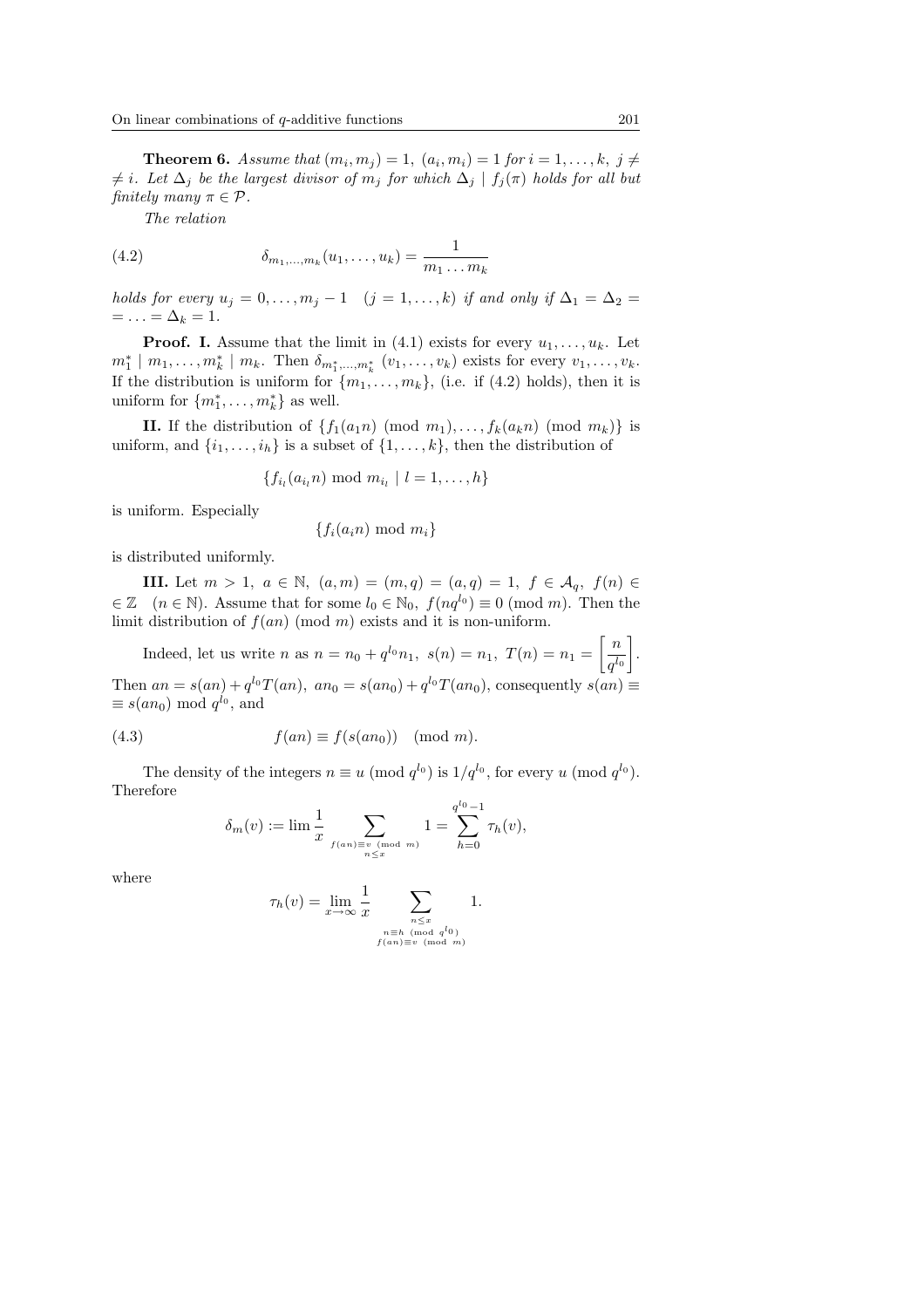**Theorem 6.** *Assume that $(m_i, m_j) = 1$, $(a_i, m_i) = 1$ for $i = 1, \dots, k$, $j \neq i$. Let $\Delta_j$ be the largest divisor of $m_j$ for which $\Delta_j \mid f_j(\pi)$ holds for all but finitely many $\pi \in \mathcal{P}$.*

*The relation*

$$\delta_{m_1,\dots,m_k}(u_1, \dots, u_k) = \frac{1}{m_1 \dots m_k} \tag{4.2}$$

*holds for every $u_j = 0, \dots, m_j - 1$ $(j = 1, \dots, k)$ if and only if $\Delta_1 = \Delta_2 = \dots = \Delta_k = 1$.*

**Proof. I.** Assume that the limit in (4.1) exists for every $u_1, \dots, u_k$. Let $m_1^* \mid m_1, \dots, m_k^* \mid m_k$. Then $\delta_{m_1^*,\dots,m_k^*}(v_1, \dots, v_k)$ exists for every $v_1, \dots, v_k$. If the distribution is uniform for $\{m_1, \dots, m_k\}$, (i.e. if (4.2) holds), then it is uniform for $\{m_1^*, \dots, m_k^*\}$ as well.

**II.** If the distribution of $\{f_1(a_1 n) \pmod{m_1}, \dots, f_k(a_k n) \pmod{m_k}\}$ is uniform, and $\{i_1, \dots, i_h\}$ is a subset of $\{1, \dots, k\}$, then the distribution of

$$\{f_{i_l}(a_{i_l} n) \bmod m_{i_l} \mid l = 1, \dots, h\}$$

is uniform. Especially

$$\{f_i(a_i n) \bmod m_i\}$$

is distributed uniformly.

**III.** Let $m > 1$, $a \in \mathbb{N}$, $(a, m) = (m, q) = (a, q) = 1$, $f \in \mathcal{A}_q$, $f(n) \in \mathbb{Z}$ $(n \in \mathbb{N})$. Assume that for some $l_0 \in \mathbb{N}_0$, $f(nq^{l_0}) \equiv 0 \pmod{m}$. Then the limit distribution of $f(an) \pmod{m}$ exists and it is non-uniform.

Indeed, let us write $n$ as $n = n_0 + q^{l_0} n_1$, $s(n) = n_1$, $T(n) = n_1 = \left[\dfrac{n}{q^{l_0}}\right]$. Then $an = s(an) + q^{l_0} T(an)$, $an_0 = s(an_0) + q^{l_0} T(an_0)$, consequently $s(an) \equiv s(an_0) \bmod q^{l_0}$, and

$$f(an) \equiv f(s(an_0)) \pmod{m}. \tag{4.3}$$

The density of the integers $n \equiv u \pmod{q^{l_0}}$ is $1/q^{l_0}$, for every $u \pmod{q^{l_0}}$. Therefore

$$\delta_m(v) := \lim \frac{1}{x} \sum_{\substack{f(an) \equiv v \pmod{m} \\ n \leq x}} 1 = \sum_{h=0}^{q^{l_0}-1} \tau_h(v),$$

where

$$\tau_h(v) = \lim_{x \to \infty} \frac{1}{x} \sum_{\substack{n \leq x \\ n \equiv h \pmod{q^{l_0}} \\ f(an) \equiv v \pmod{m}}} 1.$$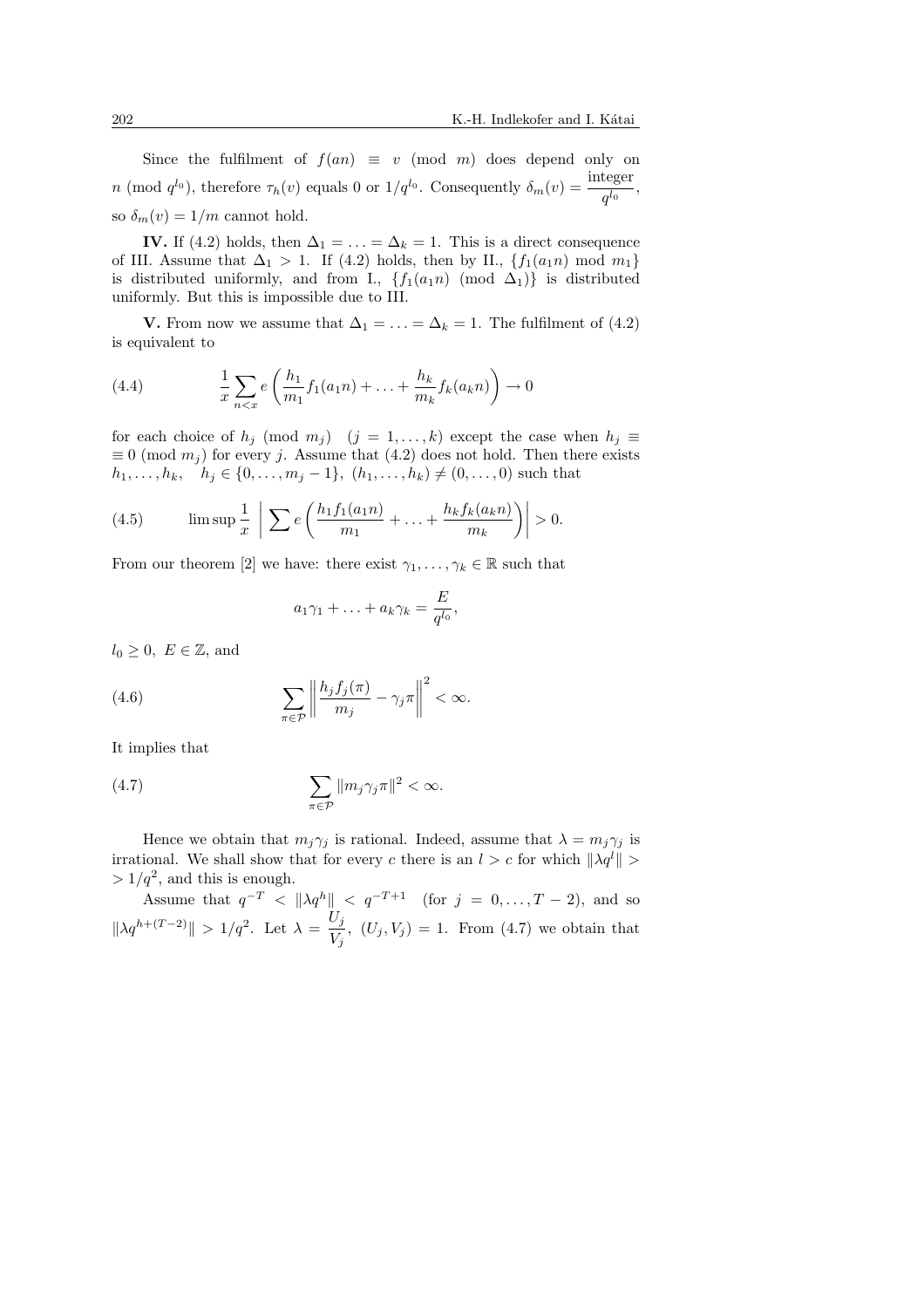Since the fulfilment of $f(an) \equiv v \pmod{m}$ does depend only on $n \pmod{q^{l_0}}$, therefore $\tau_h(v)$ equals 0 or $1/q^{l_0}$. Consequently $\delta_m(v) = \dfrac{\text{integer}}{q^{l_0}}$, so $\delta_m(v) = 1/m$ cannot hold.

**IV.** If (4.2) holds, then $\Delta_1 = \ldots = \Delta_k = 1$. This is a direct consequence of III. Assume that $\Delta_1 > 1$. If (4.2) holds, then by II., $\{f_1(a_1 n) \bmod m_1\}$ is distributed uniformly, and from I., $\{f_1(a_1 n) \pmod{\Delta_1}\}$ is distributed uniformly. But this is impossible due to III.

**V.** From now we assume that $\Delta_1 = \ldots = \Delta_k = 1$. The fulfilment of (4.2) is equivalent to

$$\frac{1}{x}\sum_{n<x} e\left(\frac{h_1}{m_1} f_1(a_1 n) + \ldots + \frac{h_k}{m_k} f_k(a_k n)\right) \to 0 \tag{4.4}$$

for each choice of $h_j \pmod{m_j}$ $(j = 1, \ldots, k)$ except the case when $h_j \equiv 0 \pmod{m_j}$ for every $j$. Assume that (4.2) does not hold. Then there exists $h_1, \ldots, h_k$, $h_j \in \{0, \ldots, m_j - 1\}$, $(h_1, \ldots, h_k) \neq (0, \ldots, 0)$ such that

$$\limsup \frac{1}{x} \left| \sum e\left(\frac{h_1 f_1(a_1 n)}{m_1} + \ldots + \frac{h_k f_k(a_k n)}{m_k}\right) \right| > 0. \tag{4.5}$$

From our theorem [2] we have: there exist $\gamma_1, \ldots, \gamma_k \in \mathbb{R}$ such that

$$a_1\gamma_1 + \ldots + a_k\gamma_k = \frac{E}{q^{l_0}},$$

$l_0 \geq 0$, $E \in \mathbb{Z}$, and

$$\sum_{\pi \in \mathcal{P}} \left\| \frac{h_j f_j(\pi)}{m_j} - \gamma_j \pi \right\|^2 < \infty. \tag{4.6}$$

It implies that

$$\sum_{\pi \in \mathcal{P}} \| m_j \gamma_j \pi \|^2 < \infty. \tag{4.7}$$

Hence we obtain that $m_j\gamma_j$ is rational. Indeed, assume that $\lambda = m_j\gamma_j$ is irrational. We shall show that for every $c$ there is an $l > c$ for which $\|\lambda q^l\| > 1/q^2$, and this is enough.

Assume that $q^{-T} < \|\lambda q^h\| < q^{-T+1}$ (for $j = 0, \ldots, T-2$), and so $\|\lambda q^{h+(T-2)}\| > 1/q^2$. Let $\lambda = \dfrac{U_j}{V_j}$, $(U_j, V_j) = 1$. From (4.7) we obtain that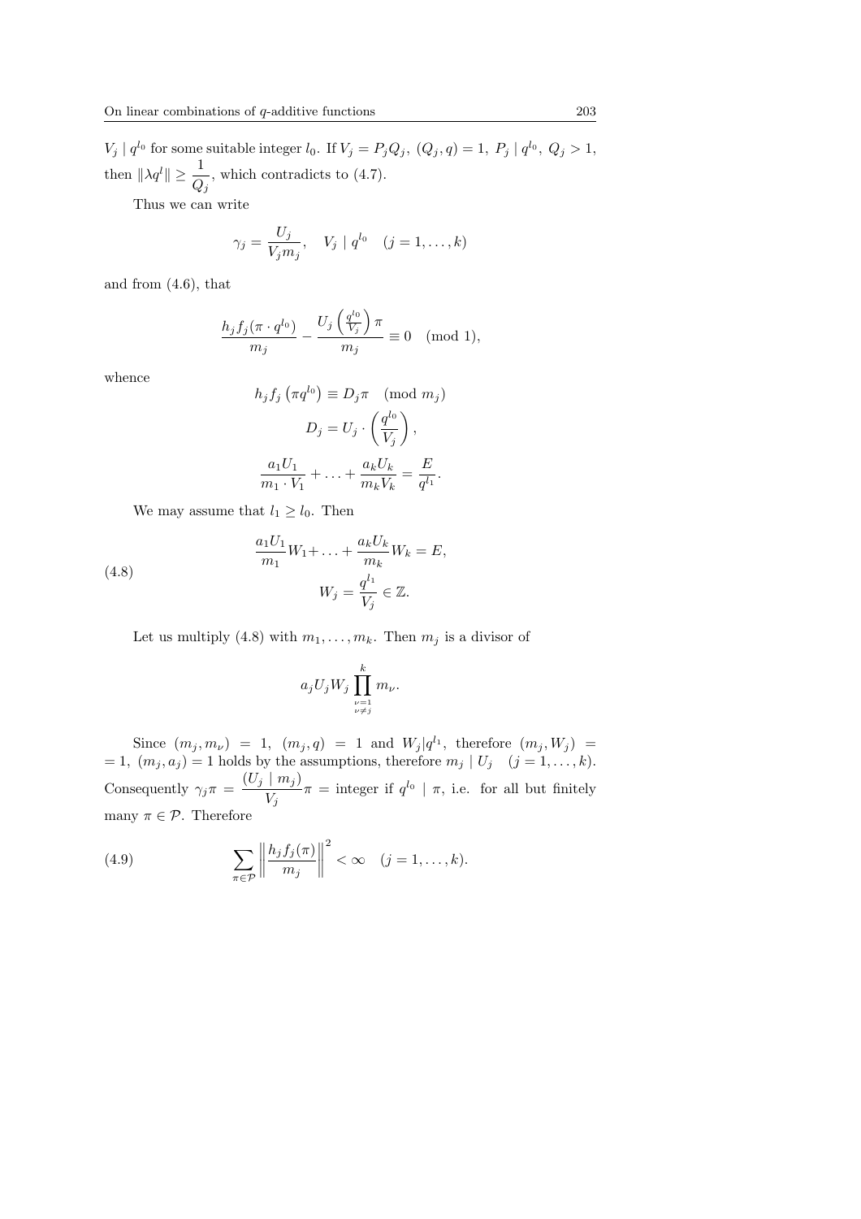$V_j \mid q^{l_0}$ for some suitable integer $l_0$. If $V_j = P_j Q_j$, $(Q_j, q) = 1$, $P_j \mid q^{l_0}$, $Q_j > 1$, then $\|\lambda q^l\| \geq \dfrac{1}{Q_j}$, which contradicts to (4.7).

Thus we can write

$$\gamma_j = \frac{U_j}{V_j m_j}, \quad V_j \mid q^{l_0} \quad (j = 1, \ldots, k)$$

and from (4.6), that

$$\frac{h_j f_j(\pi \cdot q^{l_0})}{m_j} - \frac{U_j \left(\frac{q^{l_0}}{V_j}\right) \pi}{m_j} \equiv 0 \pmod 1,$$

whence

$$h_j f_j \left(\pi q^{l_0}\right) \equiv D_j \pi \pmod{m_j}$$

$$D_j = U_j \cdot \left(\frac{q^{l_0}}{V_j}\right),$$

$$\frac{a_1 U_1}{m_1 \cdot V_1} + \ldots + \frac{a_k U_k}{m_k V_k} = \frac{E}{q^{l_1}}.$$

We may assume that $l_1 \geq l_0$. Then

$$\frac{a_1 U_1}{m_1} W_1 + \ldots + \frac{a_k U_k}{m_k} W_k = E, \tag{4.8}$$
$$W_j = \frac{q^{l_1}}{V_j} \in \mathbb{Z}.$$

Let us multiply (4.8) with $m_1, \ldots, m_k$. Then $m_j$ is a divisor of

$$a_j U_j W_j \prod_{\substack{\nu=1 \\ \nu \neq j}}^{k} m_\nu.$$

Since $(m_j, m_\nu) = 1$, $(m_j, q) = 1$ and $W_j | q^{l_1}$, therefore $(m_j, W_j) = 1$, $(m_j, a_j) = 1$ holds by the assumptions, therefore $m_j \mid U_j \quad (j = 1, \ldots, k)$. Consequently $\gamma_j \pi = \dfrac{(U_j \mid m_j)}{V_j} \pi =$ integer if $q^{l_0} \mid \pi$, i.e. for all but finitely many $\pi \in \mathcal{P}$. Therefore

$$\sum_{\pi \in \mathcal{P}} \left\| \frac{h_j f_j(\pi)}{m_j} \right\|^2 < \infty \quad (j = 1, \ldots, k). \tag{4.9}$$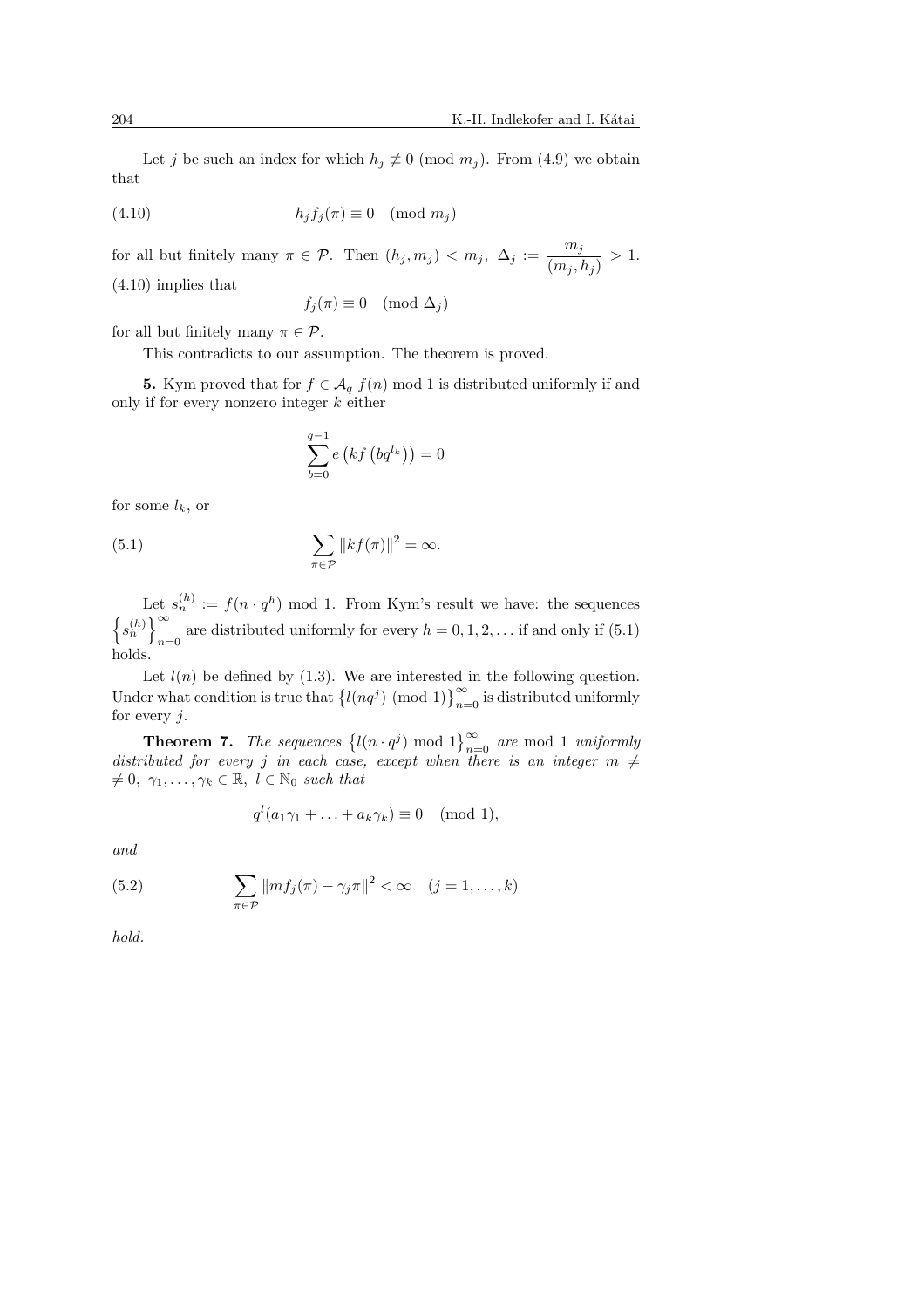Let $j$ be such an index for which $h_j \not\equiv 0 \pmod{m_j}$. From (4.9) we obtain that

$$h_j f_j(\pi) \equiv 0 \pmod{m_j} \tag{4.10}$$

for all but finitely many $\pi \in \mathcal{P}$. Then $(h_j, m_j) < m_j$, $\Delta_j := \dfrac{m_j}{(m_j, h_j)} > 1$. (4.10) implies that

$$f_j(\pi) \equiv 0 \pmod{\Delta_j}$$

for all but finitely many $\pi \in \mathcal{P}$.

This contradicts to our assumption. The theorem is proved.

**5.** Kym proved that for $f \in \mathcal{A}_q$ $f(n)$ mod 1 is distributed uniformly if and only if for every nonzero integer $k$ either

$$\sum_{b=0}^{q-1} e\left(kf\left(bq^{l_k}\right)\right) = 0$$

for some $l_k$, or

$$\sum_{\pi \in \mathcal{P}} \|kf(\pi)\|^2 = \infty. \tag{5.1}$$

Let $s_n^{(h)} := f(n \cdot q^h)$ mod 1. From Kym's result we have: the sequences $\left\{s_n^{(h)}\right\}_{n=0}^{\infty}$ are distributed uniformly for every $h = 0, 1, 2, \ldots$ if and only if (5.1) holds.

Let $l(n)$ be defined by (1.3). We are interested in the following question. Under what condition is true that $\left\{l(nq^j) \pmod 1\right\}_{n=0}^{\infty}$ is distributed uniformly for every $j$.

**Theorem 7.** *The sequences* $\left\{l(n \cdot q^j) \bmod 1\right\}_{n=0}^{\infty}$ *are* mod 1 *uniformly distributed for every $j$ in each case, except when there is an integer $m \neq 0$, $\gamma_1, \ldots, \gamma_k \in \mathbb{R}$, $l \in \mathbb{N}_0$ such that*

$$q^l(a_1\gamma_1 + \ldots + a_k\gamma_k) \equiv 0 \pmod 1,$$

*and*

$$\sum_{\pi \in \mathcal{P}} \|mf_j(\pi) - \gamma_j \pi\|^2 < \infty \quad (j = 1, \ldots, k) \tag{5.2}$$

*hold.*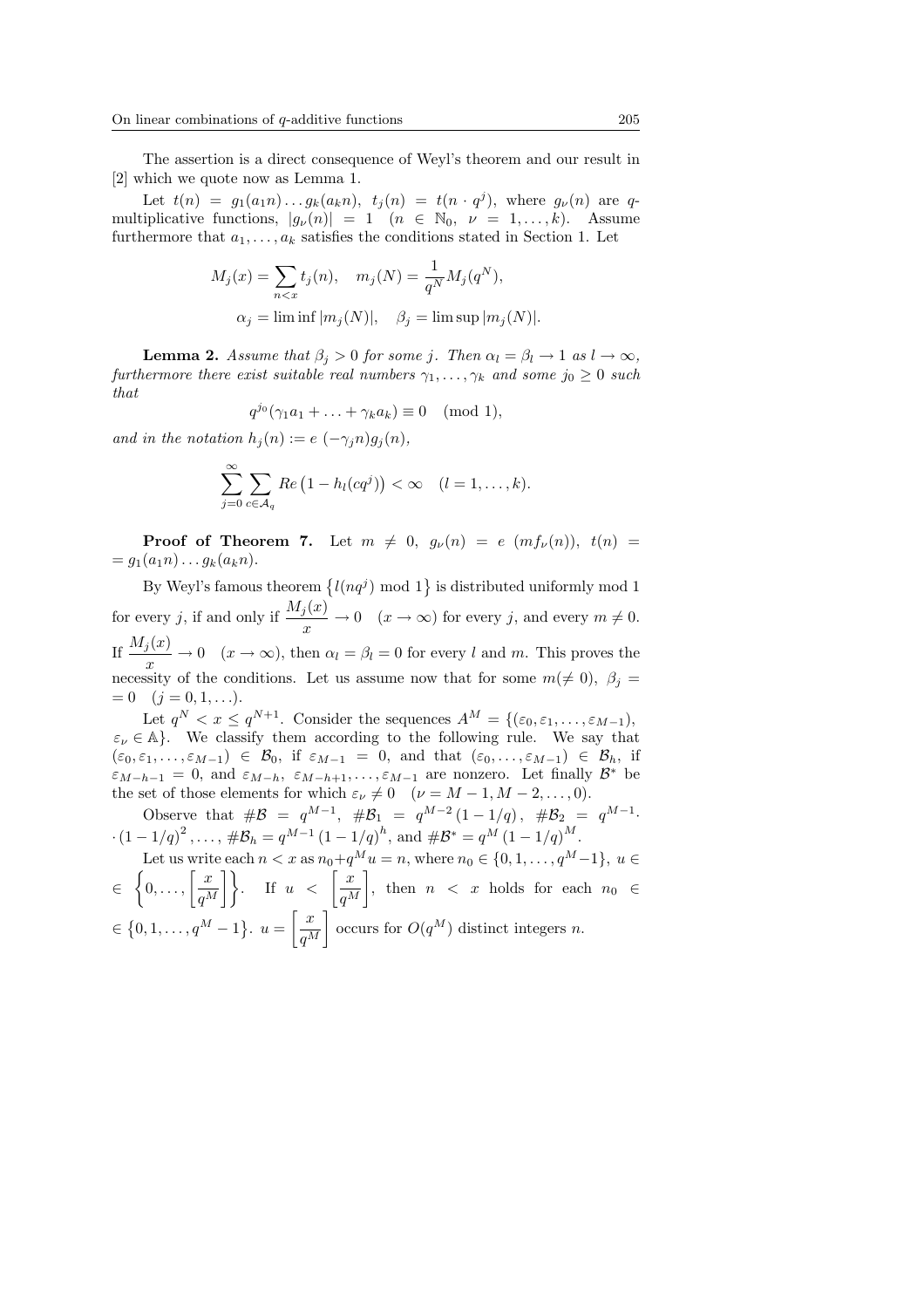The assertion is a direct consequence of Weyl's theorem and our result in [2] which we quote now as Lemma 1.

Let $t(n) = g_1(a_1 n) \dots g_k(a_k n)$, $t_j(n) = t(n \cdot q^j)$, where $g_\nu(n)$ are $q$-multiplicative functions, $|g_\nu(n)| = 1$ $(n \in \mathbb{N}_0,\ \nu = 1, \dots, k)$. Assume furthermore that $a_1, \dots, a_k$ satisfies the conditions stated in Section 1. Let

$$M_j(x) = \sum_{n<x} t_j(n), \quad m_j(N) = \frac{1}{q^N} M_j(q^N),$$

$$\alpha_j = \liminf |m_j(N)|, \quad \beta_j = \limsup |m_j(N)|.$$

**Lemma 2.** *Assume that $\beta_j > 0$ for some $j$. Then $\alpha_l = \beta_l \to 1$ as $l \to \infty$, furthermore there exist suitable real numbers $\gamma_1, \dots, \gamma_k$ and some $j_0 \geq 0$ such that*

$$q^{j_0}(\gamma_1 a_1 + \ldots + \gamma_k a_k) \equiv 0 \pmod 1,$$

*and in the notation $h_j(n) := e\,(-\gamma_j n) g_j(n)$,*

$$\sum_{j=0}^{\infty} \sum_{c \in \mathcal{A}_q} Re\left(1 - h_l(cq^j)\right) < \infty \quad (l = 1, \dots, k).$$

**Proof of Theorem 7.** Let $m \neq 0$, $g_\nu(n) = e\,(m f_\nu(n))$, $t(n) = g_1(a_1 n) \dots g_k(a_k n)$.

By Weyl's famous theorem $\left\{ l(nq^j) \bmod 1 \right\}$ is distributed uniformly mod 1 for every $j$, if and only if $\dfrac{M_j(x)}{x} \to 0$ $(x \to \infty)$ for every $j$, and every $m \neq 0$. If $\dfrac{M_j(x)}{x} \to 0$ $(x \to \infty)$, then $\alpha_l = \beta_l = 0$ for every $l$ and $m$. This proves the necessity of the conditions. Let us assume now that for some $m (\neq 0)$, $\beta_j = 0$ $(j = 0, 1, \dots)$.

Let $q^N < x \leq q^{N+1}$. Consider the sequences $A^M = \{(\varepsilon_0, \varepsilon_1, \dots, \varepsilon_{M-1}),\ \varepsilon_\nu \in \mathbb{A}\}$. We classify them according to the following rule. We say that $(\varepsilon_0, \varepsilon_1, \dots, \varepsilon_{M-1}) \in \mathcal{B}_0$, if $\varepsilon_{M-1} = 0$, and that $(\varepsilon_0, \dots, \varepsilon_{M-1}) \in \mathcal{B}_h$, if $\varepsilon_{M-h-1} = 0$, and $\varepsilon_{M-h}, \varepsilon_{M-h+1}, \dots, \varepsilon_{M-1}$ are nonzero. Let finally $\mathcal{B}^*$ be the set of those elements for which $\varepsilon_\nu \neq 0$ $(\nu = M-1, M-2, \dots, 0)$.

Observe that $\#\mathcal{B} = q^{M-1}$, $\#\mathcal{B}_1 = q^{M-2}(1 - 1/q)$, $\#\mathcal{B}_2 = q^{M-1} \cdot (1-1/q)^2, \dots, \#\mathcal{B}_h = q^{M-1}(1-1/q)^h$, and $\#\mathcal{B}^* = q^M (1-1/q)^M$.

Let us write each $n < x$ as $n_0 + q^M u = n$, where $n_0 \in \{0, 1, \dots, q^M - 1\}$, $u \in \left\{0, \dots, \left[\dfrac{x}{q^M}\right]\right\}$. If $u < \left[\dfrac{x}{q^M}\right]$, then $n < x$ holds for each $n_0 \in \{0, 1, \dots, q^M - 1\}$. $u = \left[\dfrac{x}{q^M}\right]$ occurs for $O(q^M)$ distinct integers $n$.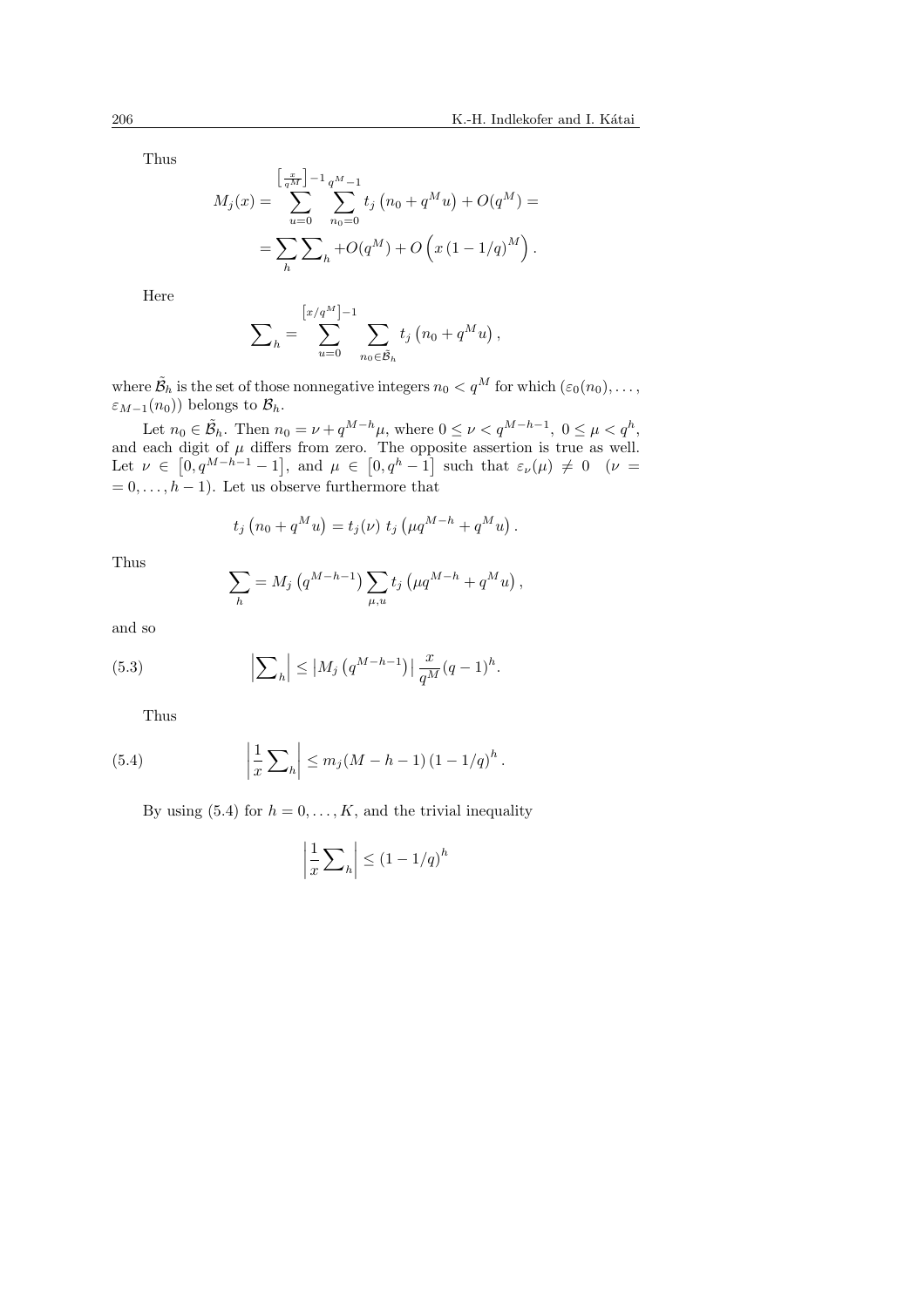Thus

$$M_j(x) = \sum_{u=0}^{\left[\frac{x}{q^M}\right]-1} \sum_{n_0=0}^{q^M-1} t_j\left(n_0 + q^M u\right) + O(q^M) =$$

$$= \sum_h \sum\nolimits_h + O(q^M) + O\left(x\left(1 - 1/q\right)^M\right).$$

Here

$$\sum\nolimits_h = \sum_{u=0}^{\left[x/q^M\right]-1} \sum_{n_0 \in \tilde{\mathcal{B}}_h} t_j\left(n_0 + q^M u\right),$$

where $\tilde{\mathcal{B}}_h$ is the set of those nonnegative integers $n_0 < q^M$ for which $(\varepsilon_0(n_0), \dots, \varepsilon_{M-1}(n_0))$ belongs to $\mathcal{B}_h$.

Let $n_0 \in \tilde{\mathcal{B}}_h$. Then $n_0 = \nu + q^{M-h}\mu$, where $0 \le \nu < q^{M-h-1}$, $0 \le \mu < q^h$, and each digit of $\mu$ differs from zero. The opposite assertion is true as well. Let $\nu \in \left[0, q^{M-h-1} - 1\right]$, and $\mu \in \left[0, q^h - 1\right]$ such that $\varepsilon_\nu(\mu) \ne 0 \quad (\nu = 0, \dots, h-1)$. Let us observe furthermore that

$$t_j\left(n_0 + q^M u\right) = t_j(\nu)\ t_j\left(\mu q^{M-h} + q^M u\right).$$

Thus

$$\sum_h = M_j\left(q^{M-h-1}\right) \sum_{\mu, u} t_j\left(\mu q^{M-h} + q^M u\right),$$

and so

$$\left|\sum\nolimits_h\right| \le \left|M_j\left(q^{M-h-1}\right)\right| \frac{x}{q^M}(q-1)^h. \tag{5.3}$$

Thus

$$\left|\frac{1}{x}\sum\nolimits_h\right| \le m_j(M-h-1)\left(1 - 1/q\right)^h. \tag{5.4}$$

By using (5.4) for $h = 0, \dots, K$, and the trivial inequality

$$\left|\frac{1}{x}\sum\nolimits_h\right| \le \left(1 - 1/q\right)^h$$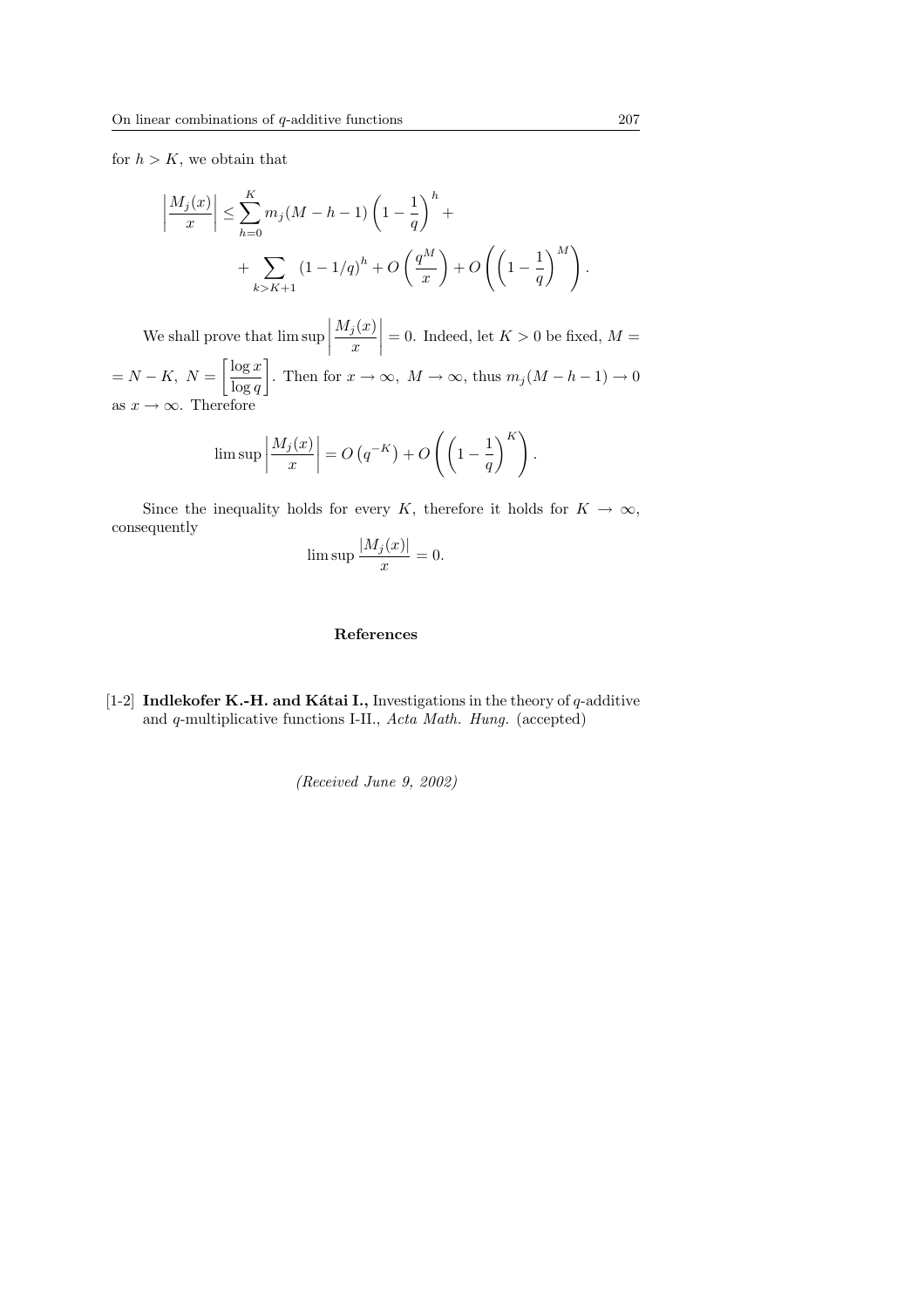for $h > K$, we obtain that

$$\left|\frac{M_j(x)}{x}\right| \leq \sum_{h=0}^{K} m_j(M-h-1)\left(1-\frac{1}{q}\right)^h + \\ + \sum_{k>K+1} (1-1/q)^h + O\left(\frac{q^M}{x}\right) + O\left(\left(1-\frac{1}{q}\right)^M\right).$$

We shall prove that $\limsup \left|\frac{M_j(x)}{x}\right| = 0$. Indeed, let $K > 0$ be fixed, $M = N - K$, $N = \left[\frac{\log x}{\log q}\right]$. Then for $x \to \infty$, $M \to \infty$, thus $m_j(M-h-1) \to 0$ as $x \to \infty$. Therefore

$$\limsup \left|\frac{M_j(x)}{x}\right| = O\left(q^{-K}\right) + O\left(\left(1-\frac{1}{q}\right)^K\right).$$

Since the inequality holds for every $K$, therefore it holds for $K \to \infty$, consequently

$$\limsup \frac{|M_j(x)|}{x} = 0.$$

## References

[1-2] **Indlekofer K.-H. and Kátai I.,** Investigations in the theory of $q$-additive and $q$-multiplicative functions I-II., *Acta Math. Hung.* (accepted)

*(Received June 9, 2002)*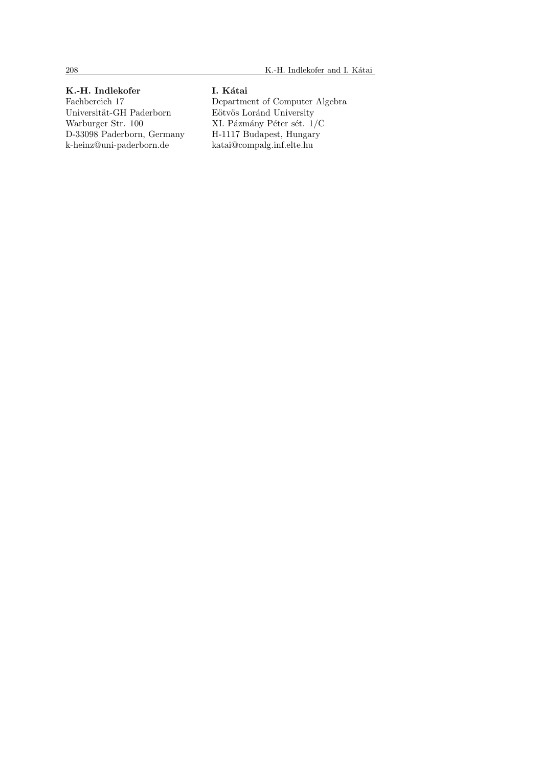**K.-H. Indlekofer**
Fachbereich 17
Universität-GH Paderborn
Warburger Str. 100
D-33098 Paderborn, Germany
k-heinz@uni-paderborn.de

**I. Kátai**
Department of Computer Algebra
Eötvös Loránd University
XI. Pázmány Péter sét. 1/C
H-1117 Budapest, Hungary
katai@compalg.inf.elte.hu